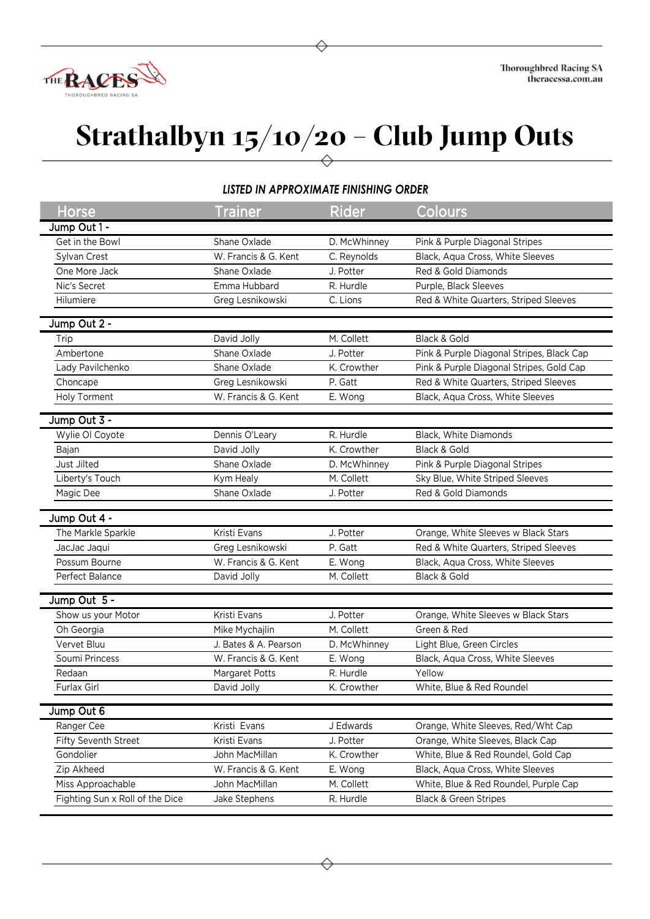# Strathalbyn 15/10/20 – Club Jump Outs

***LISTED IN APPROXIMATE FINISHING ORDER***

| Horse | Trainer | Rider | Colours |
|---|---|---|---|
| **Jump Out 1 -** | | | |
| Get in the Bowl | Shane Oxlade | D. McWhinney | Pink & Purple Diagonal Stripes |
| Sylvan Crest | W. Francis & G. Kent | C. Reynolds | Black, Aqua Cross, White Sleeves |
| One More Jack | Shane Oxlade | J. Potter | Red & Gold Diamonds |
| Nic's Secret | Emma Hubbard | R. Hurdle | Purple, Black Sleeves |
| Hilumiere | Greg Lesnikowski | C. Lions | Red & White Quarters, Striped Sleeves |
| **Jump Out 2 -** | | | |
| Trip | David Jolly | M. Collett | Black & Gold |
| Ambertone | Shane Oxlade | J. Potter | Pink & Purple Diagonal Stripes, Black Cap |
| Lady Pavilchenko | Shane Oxlade | K. Crowther | Pink & Purple Diagonal Stripes, Gold Cap |
| Choncape | Greg Lesnikowski | P. Gatt | Red & White Quarters, Striped Sleeves |
| Holy Torment | W. Francis & G. Kent | E. Wong | Black, Aqua Cross, White Sleeves |
| **Jump Out 3 -** | | | |
| Wylie Ol Coyote | Dennis O'Leary | R. Hurdle | Black, White Diamonds |
| Bajan | David Jolly | K. Crowther | Black & Gold |
| Just Jilted | Shane Oxlade | D. McWhinney | Pink & Purple Diagonal Stripes |
| Liberty's Touch | Kym Healy | M. Collett | Sky Blue, White Striped Sleeves |
| Magic Dee | Shane Oxlade | J. Potter | Red & Gold Diamonds |
| **Jump Out 4 -** | | | |
| The Markle Sparkle | Kristi Evans | J. Potter | Orange, White Sleeves w Black Stars |
| JacJac Jaqui | Greg Lesnikowski | P. Gatt | Red & White Quarters, Striped Sleeves |
| Possum Bourne | W. Francis & G. Kent | E. Wong | Black, Aqua Cross, White Sleeves |
| Perfect Balance | David Jolly | M. Collett | Black & Gold |
| **Jump Out 5 -** | | | |
| Show us your Motor | Kristi Evans | J. Potter | Orange, White Sleeves w Black Stars |
| Oh Georgia | Mike Mychajlin | M. Collett | Green & Red |
| Vervet Bluu | J. Bates & A. Pearson | D. McWhinney | Light Blue, Green Circles |
| Soumi Princess | W. Francis & G. Kent | E. Wong | Black, Aqua Cross, White Sleeves |
| Redaan | Margaret Potts | R. Hurdle | Yellow |
| Furlax Girl | David Jolly | K. Crowther | White, Blue & Red Roundel |
| **Jump Out 6** | | | |
| Ranger Cee | Kristi Evans | J Edwards | Orange, White Sleeves, Red/Wht Cap |
| Fifty Seventh Street | Kristi Evans | J. Potter | Orange, White Sleeves, Black Cap |
| Gondolier | John MacMillan | K. Crowther | White, Blue & Red Roundel, Gold Cap |
| Zip Akheed | W. Francis & G. Kent | E. Wong | Black, Aqua Cross, White Sleeves |
| Miss Approachable | John MacMillan | M. Collett | White, Blue & Red Roundel, Purple Cap |
| Fighting Sun x Roll of the Dice | Jake Stephens | R. Hurdle | Black & Green Stripes |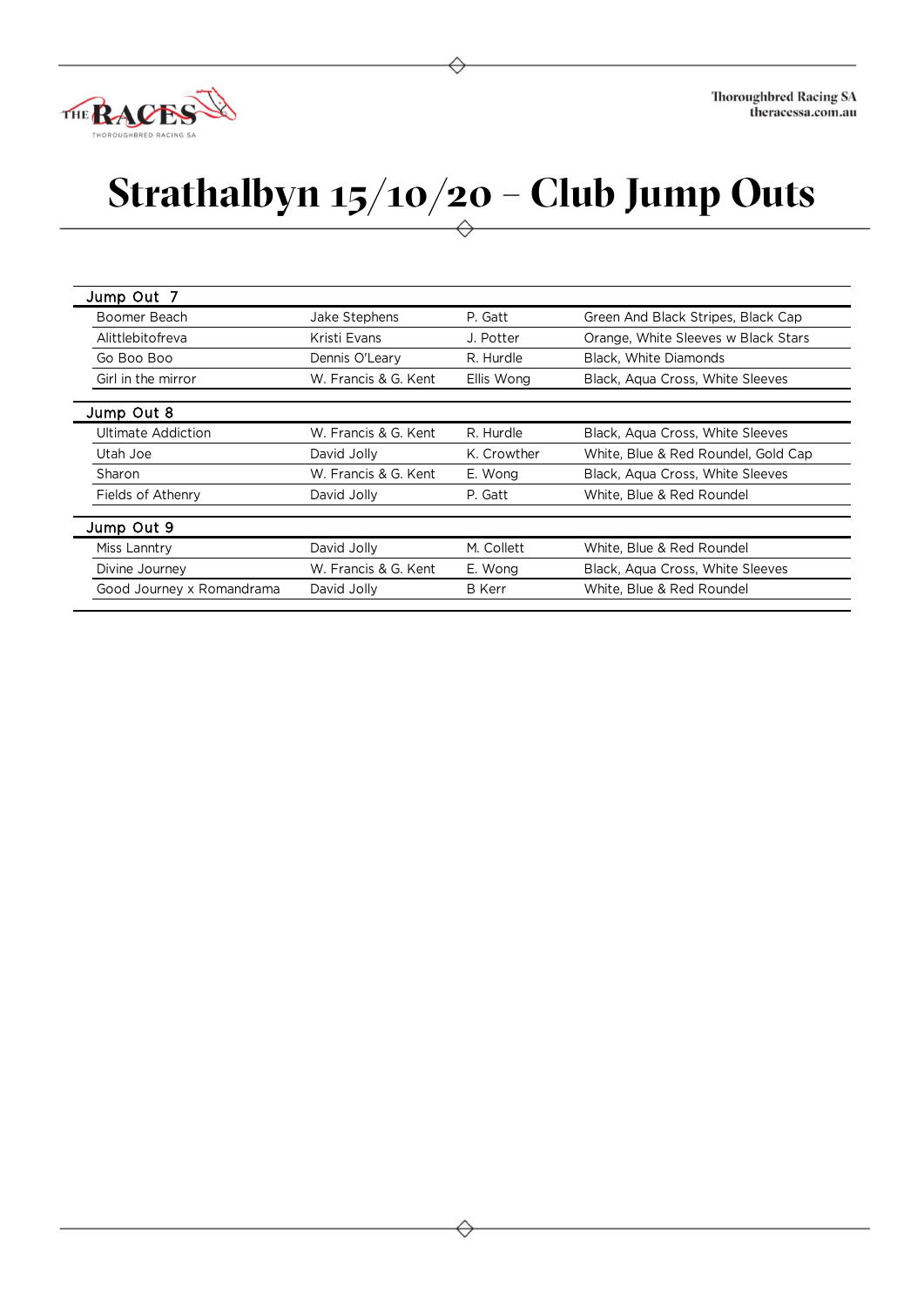# Strathalbyn 15/10/20 – Club Jump Outs

**Jump Out 7**

| | | | |
|---|---|---|---|
| Boomer Beach | Jake Stephens | P. Gatt | Green And Black Stripes, Black Cap |
| Alittlebitofreva | Kristi Evans | J. Potter | Orange, White Sleeves w Black Stars |
| Go Boo Boo | Dennis O'Leary | R. Hurdle | Black, White Diamonds |
| Girl in the mirror | W. Francis & G. Kent | Ellis Wong | Black, Aqua Cross, White Sleeves |

**Jump Out 8**

| | | | |
|---|---|---|---|
| Ultimate Addiction | W. Francis & G. Kent | R. Hurdle | Black, Aqua Cross, White Sleeves |
| Utah Joe | David Jolly | K. Crowther | White, Blue & Red Roundel, Gold Cap |
| Sharon | W. Francis & G. Kent | E. Wong | Black, Aqua Cross, White Sleeves |
| Fields of Athenry | David Jolly | P. Gatt | White, Blue & Red Roundel |

**Jump Out 9**

| | | | |
|---|---|---|---|
| Miss Lanntry | David Jolly | M. Collett | White, Blue & Red Roundel |
| Divine Journey | W. Francis & G. Kent | E. Wong | Black, Aqua Cross, White Sleeves |
| Good Journey x Romandrama | David Jolly | B Kerr | White, Blue & Red Roundel |